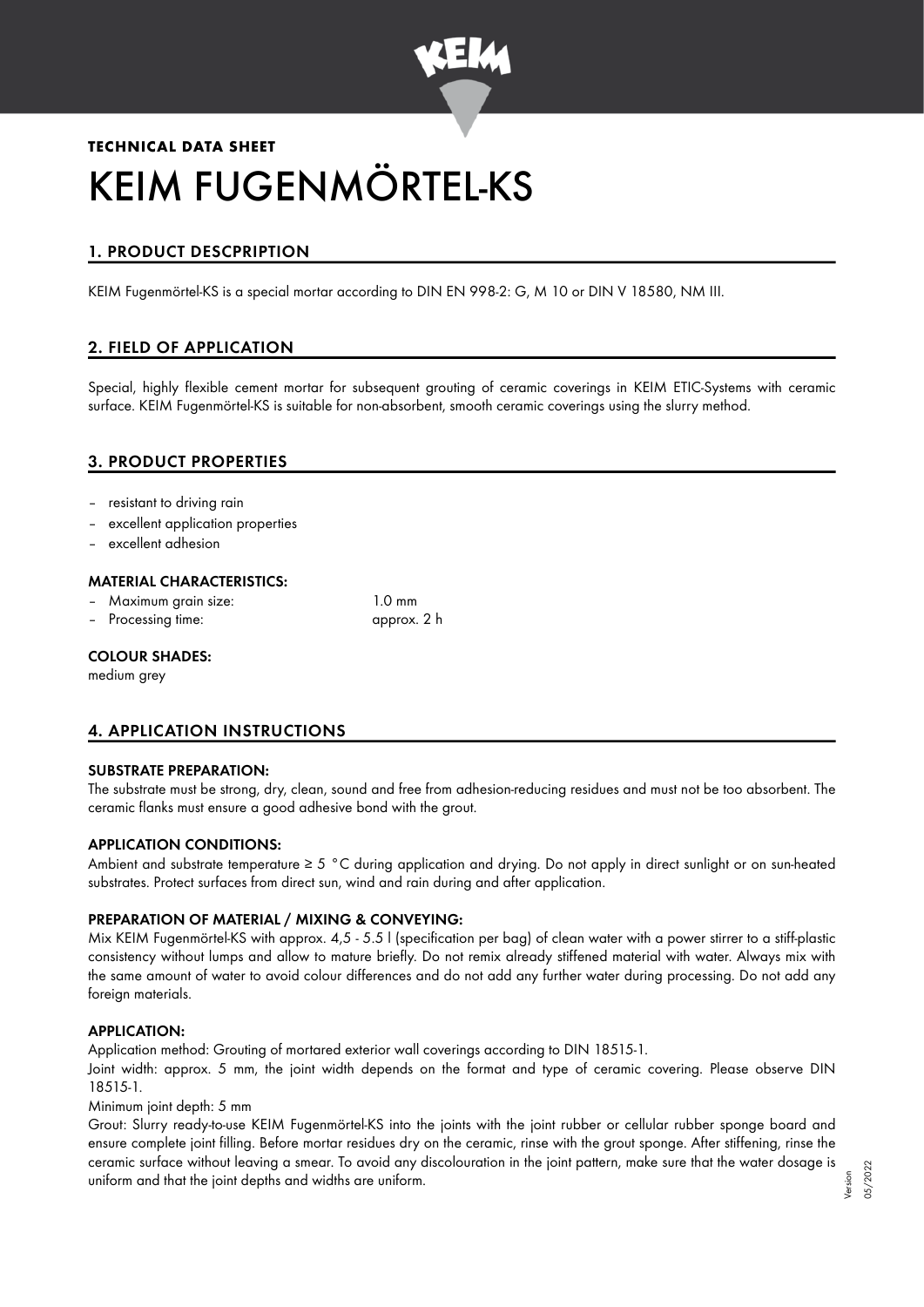**TECHNICAL DATA SHEET**

# KEIM FUGENMÖRTEL-KS

## 1. PRODUCT DESCPRIPTION

KEIM Fugenmörtel-KS is a special mortar according to DIN EN 998-2: G, M 10 or DIN V 18580, NM III.

## 2. FIELD OF APPLICATION

Special, highly flexible cement mortar for subsequent grouting of ceramic coverings in KEIM ETIC-Systems with ceramic surface. KEIM Fugenmörtel-KS is suitable for non-absorbent, smooth ceramic coverings using the slurry method.

## 3. PRODUCT PROPERTIES

- resistant to driving rain
- excellent application properties
- excellent adhesion

### MATERIAL CHARACTERISTICS:

- Maximum grain size: 1.0 mm
- Processing time: approx. 2 h

### COLOUR SHADES:

medium grey

## 4. APPLICATION INSTRUCTIONS

### SUBSTRATE PREPARATION:

The substrate must be strong, dry, clean, sound and free from adhesion-reducing residues and must not be too absorbent. The ceramic flanks must ensure a good adhesive bond with the grout.

### APPLICATION CONDITIONS:

Ambient and substrate temperature ≥ 5 °C during application and drying. Do not apply in direct sunlight or on sun-heated substrates. Protect surfaces from direct sun, wind and rain during and after application.

### PREPARATION OF MATERIAL / MIXING & CONVEYING:

Mix KEIM Fugenmörtel-KS with approx. 4,5 - 5.5 l (specification per bag) of clean water with a power stirrer to a stiff-plastic consistency without lumps and allow to mature briefly. Do not remix already stiffened material with water. Always mix with the same amount of water to avoid colour differences and do not add any further water during processing. Do not add any foreign materials.

### APPLICATION:

Application method: Grouting of mortared exterior wall coverings according to DIN 18515-1.

Joint width: approx. 5 mm, the joint width depends on the format and type of ceramic covering. Please observe DIN 18515-1.

Minimum joint depth: 5 mm

Grout: Slurry ready-to-use KEIM Fugenmörtel-KS into the joints with the joint rubber or cellular rubber sponge board and ensure complete joint filling. Before mortar residues dry on the ceramic, rinse with the grout sponge. After stiffening, rinse the ceramic surface without leaving a smear. To avoid any discolouration in the joint pattern, make sure that the water dosage is uniform and that the joint depths and widths are uniform.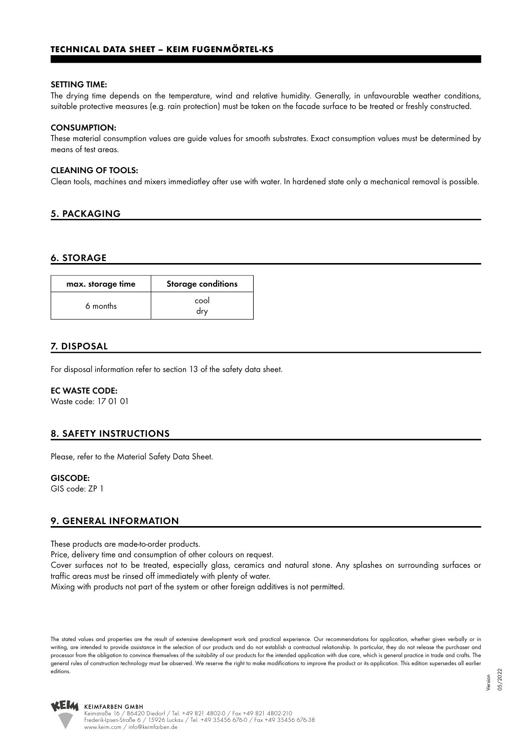#### SETTING TIME:

The drying time depends on the temperature, wind and relative humidity. Generally, in unfavourable weather conditions, suitable protective measures (e.g. rain protection) must be taken on the facade surface to be treated or freshly constructed.

#### CONSUMPTION:

These material consumption values are guide values for smooth substrates. Exact consumption values must be determined by means of test areas.

#### CLEANING OF TOOLS:

Clean tools, machines and mixers immediatley after use with water. In hardened state only a mechanical removal is possible.

## 5. PACKAGING

## 6. STORAGE

| max. storage time | Storage conditions |
|---|---|
| 6 months | cool<br>dry |

## 7. DISPOSAL

For disposal information refer to section 13 of the safety data sheet.

#### EC WASTE CODE:

Waste code: 17 01 01

## 8. SAFETY INSTRUCTIONS

Please, refer to the Material Safety Data Sheet.

#### GISCODE:

GIS code: ZP 1

## 9. GENERAL INFORMATION

These products are made-to-order products.

Price, delivery time and consumption of other colours on request.

Cover surfaces not to be treated, especially glass, ceramics and natural stone. Any splashes on surrounding surfaces or traffic areas must be rinsed off immediately with plenty of water.

Mixing with products not part of the system or other foreign additives is not permitted.

The stated values and properties are the result of extensive development work and practical experience. Our recommendations for application, whether given verbally or in writing, are intended to provide assistance in the selection of our products and do not establish a contractual relationship. In particular, they do not release the purchaser and processor from the obligation to convince themselves of the suitability of our products for the intended application with due care, which is general practice in trade and crafts. The general rules of construction technology must be observed. We reserve the right to make modifications to improve the product or its application. This edition supersedes all earlier editions.

Version 05/2022

KEIMFARBEN GMBH
Keimstraße 16 / 86420 Diedorf / Tel. +49 821 4802-0 / Fax +49 821 4802-210
Frederik-Ipsen-Straße 6 / 15926 Luckau / Tel. +49 35456 676-0 / Fax +49 35456 676-38
www.keim.com / info@keimfarben.de